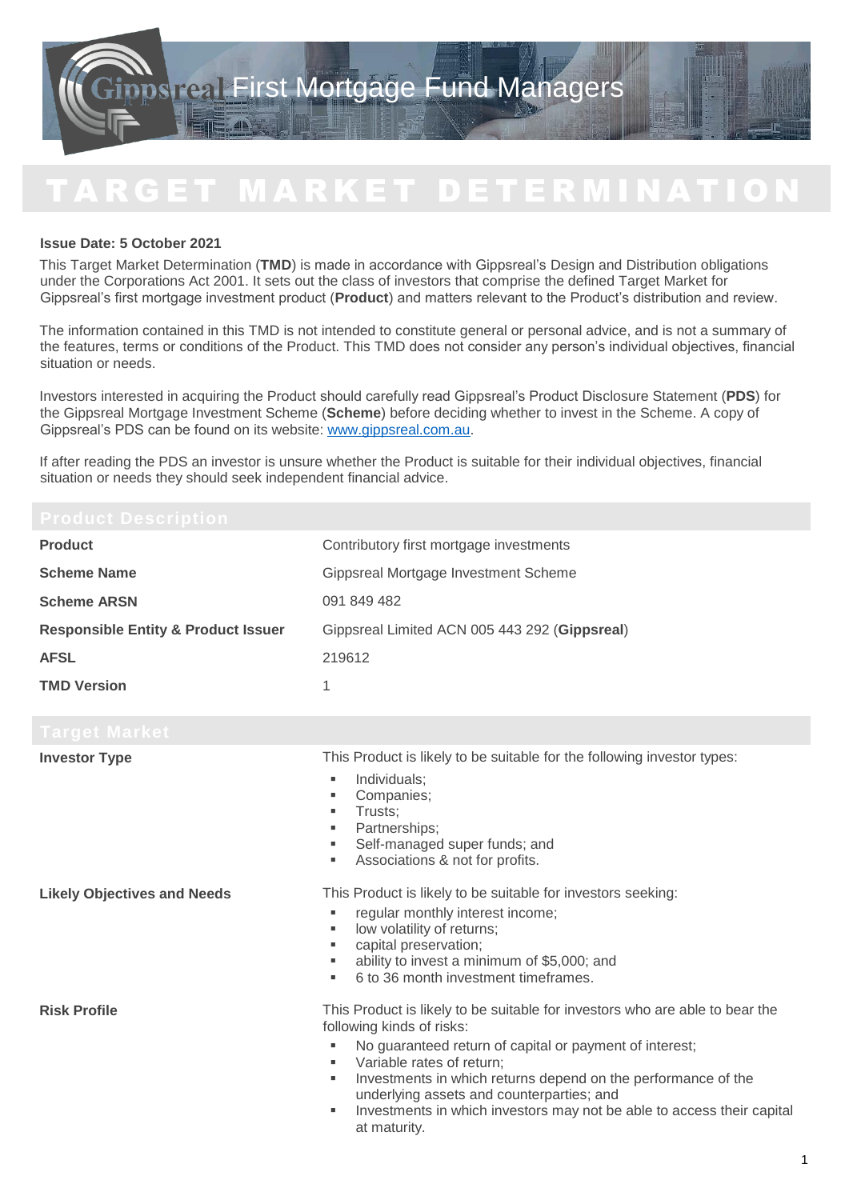# Gippsreal First Mortgage Fund Managers

# TARGET MARKET DETERMINATION

**Issue Date: 5 October 2021**

This Target Market Determination (**TMD**) is made in accordance with Gippsreal's Design and Distribution obligations under the Corporations Act 2001. It sets out the class of investors that comprise the defined Target Market for Gippsreal's first mortgage investment product (**Product**) and matters relevant to the Product's distribution and review.

The information contained in this TMD is not intended to constitute general or personal advice, and is not a summary of the features, terms or conditions of the Product. This TMD does not consider any person's individual objectives, financial situation or needs.

Investors interested in acquiring the Product should carefully read Gippsreal's Product Disclosure Statement (**PDS**) for the Gippsreal Mortgage Investment Scheme (**Scheme**) before deciding whether to invest in the Scheme. A copy of Gippsreal's PDS can be found on its website: www.gippsreal.com.au.

If after reading the PDS an investor is unsure whether the Product is suitable for their individual objectives, financial situation or needs they should seek independent financial advice.

## Product Description

| | |
|---|---|
| **Product** | Contributory first mortgage investments |
| **Scheme Name** | Gippsreal Mortgage Investment Scheme |
| **Scheme ARSN** | 091 849 482 |
| **Responsible Entity & Product Issuer** | Gippsreal Limited ACN 005 443 292 (**Gippsreal**) |
| **AFSL** | 219612 |
| **TMD Version** | 1 |

## Target Market

**Investor Type**

This Product is likely to be suitable for the following investor types:

- Individuals;
- Companies;
- Trusts;
- Partnerships;
- Self-managed super funds; and
- Associations & not for profits.

**Likely Objectives and Needs**

This Product is likely to be suitable for investors seeking:

- regular monthly interest income;
- low volatility of returns;
- capital preservation;
- ability to invest a minimum of $5,000; and
- 6 to 36 month investment timeframes.

**Risk Profile**

This Product is likely to be suitable for investors who are able to bear the following kinds of risks:

- No guaranteed return of capital or payment of interest;
- Variable rates of return;
- Investments in which returns depend on the performance of the underlying assets and counterparties; and
- Investments in which investors may not be able to access their capital at maturity.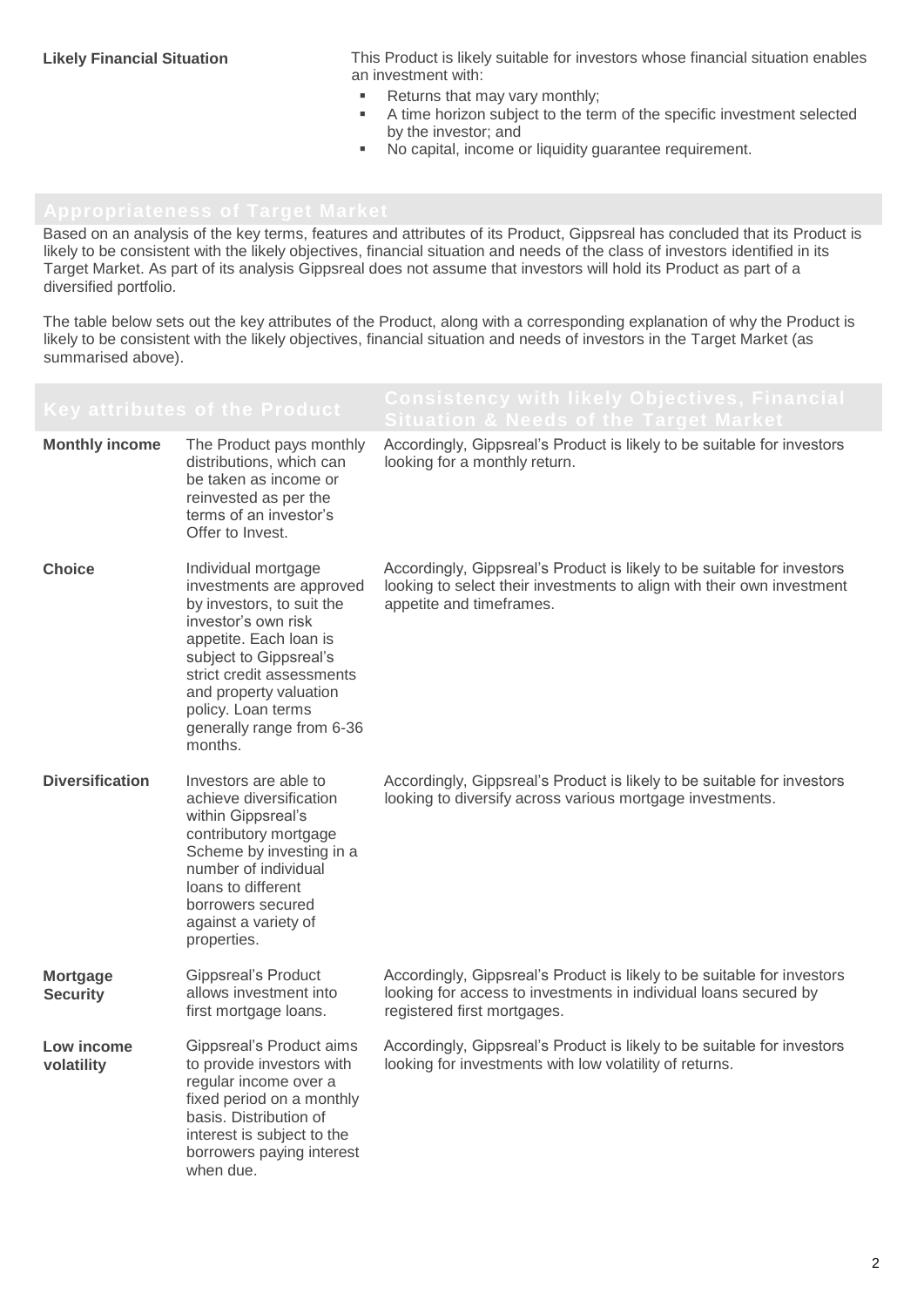| **Likely Financial Situation** | This Product is likely suitable for investors whose financial situation enables an investment with:<br>• Returns that may vary monthly;<br>• A time horizon subject to the term of the specific investment selected by the investor; and<br>• No capital, income or liquidity guarantee requirement. |
|---|---|

## Appropriateness of Target Market

Based on an analysis of the key terms, features and attributes of its Product, Gippsreal has concluded that its Product is likely to be consistent with the likely objectives, financial situation and needs of the class of investors identified in its Target Market. As part of its analysis Gippsreal does not assume that investors will hold its Product as part of a diversified portfolio.

The table below sets out the key attributes of the Product, along with a corresponding explanation of why the Product is likely to be consistent with the likely objectives, financial situation and needs of investors in the Target Market (as summarised above).

| Key attributes of the Product | | Consistency with likely Objectives, Financial Situation & Needs of the Target Market |
|---|---|---|
| **Monthly income** | The Product pays monthly distributions, which can be taken as income or reinvested as per the terms of an investor's Offer to Invest. | Accordingly, Gippsreal's Product is likely to be suitable for investors looking for a monthly return. |
| **Choice** | Individual mortgage investments are approved by investors, to suit the investor's own risk appetite. Each loan is subject to Gippsreal's strict credit assessments and property valuation policy. Loan terms generally range from 6-36 months. | Accordingly, Gippsreal's Product is likely to be suitable for investors looking to select their investments to align with their own investment appetite and timeframes. |
| **Diversification** | Investors are able to achieve diversification within Gippsreal's contributory mortgage Scheme by investing in a number of individual loans to different borrowers secured against a variety of properties. | Accordingly, Gippsreal's Product is likely to be suitable for investors looking to diversify across various mortgage investments. |
| **Mortgage Security** | Gippsreal's Product allows investment into first mortgage loans. | Accordingly, Gippsreal's Product is likely to be suitable for investors looking for access to investments in individual loans secured by registered first mortgages. |
| **Low income volatility** | Gippsreal's Product aims to provide investors with regular income over a fixed period on a monthly basis. Distribution of interest is subject to the borrowers paying interest when due. | Accordingly, Gippsreal's Product is likely to be suitable for investors looking for investments with low volatility of returns. |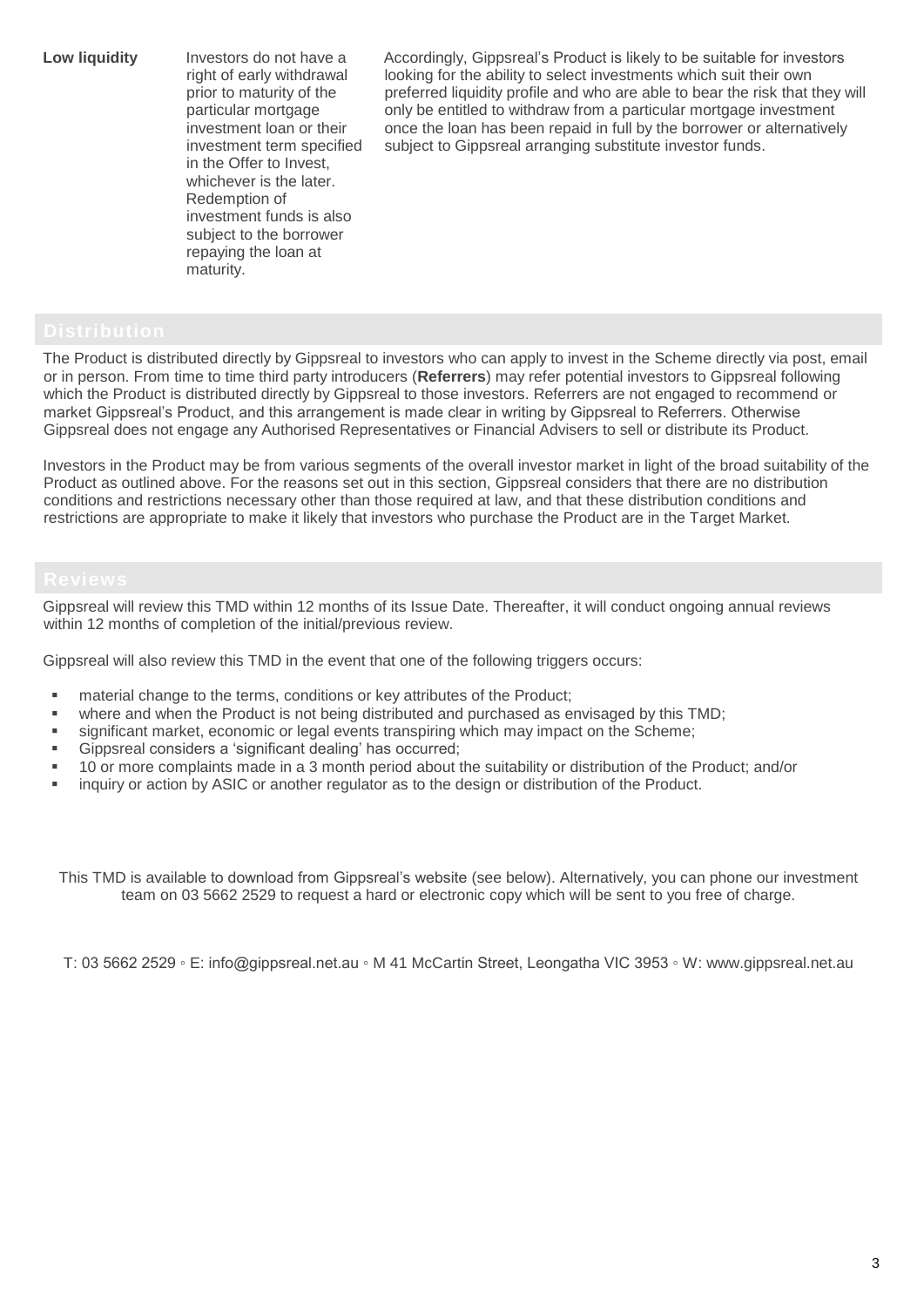| | | |
|---|---|---|
| **Low liquidity** | Investors do not have a right of early withdrawal prior to maturity of the particular mortgage investment loan or their investment term specified in the Offer to Invest, whichever is the later. Redemption of investment funds is also subject to the borrower repaying the loan at maturity. | Accordingly, Gippsreal's Product is likely to be suitable for investors looking for the ability to select investments which suit their own preferred liquidity profile and who are able to bear the risk that they will only be entitled to withdraw from a particular mortgage investment once the loan has been repaid in full by the borrower or alternatively subject to Gippsreal arranging substitute investor funds. |

## Distribution

The Product is distributed directly by Gippsreal to investors who can apply to invest in the Scheme directly via post, email or in person. From time to time third party introducers (**Referrers**) may refer potential investors to Gippsreal following which the Product is distributed directly by Gippsreal to those investors. Referrers are not engaged to recommend or market Gippsreal's Product, and this arrangement is made clear in writing by Gippsreal to Referrers. Otherwise Gippsreal does not engage any Authorised Representatives or Financial Advisers to sell or distribute its Product.

Investors in the Product may be from various segments of the overall investor market in light of the broad suitability of the Product as outlined above. For the reasons set out in this section, Gippsreal considers that there are no distribution conditions and restrictions necessary other than those required at law, and that these distribution conditions and restrictions are appropriate to make it likely that investors who purchase the Product are in the Target Market.

## Reviews

Gippsreal will review this TMD within 12 months of its Issue Date. Thereafter, it will conduct ongoing annual reviews within 12 months of completion of the initial/previous review.

Gippsreal will also review this TMD in the event that one of the following triggers occurs:

- material change to the terms, conditions or key attributes of the Product;
- where and when the Product is not being distributed and purchased as envisaged by this TMD;
- significant market, economic or legal events transpiring which may impact on the Scheme;
- Gippsreal considers a 'significant dealing' has occurred;
- 10 or more complaints made in a 3 month period about the suitability or distribution of the Product; and/or
- inquiry or action by ASIC or another regulator as to the design or distribution of the Product.

This TMD is available to download from Gippsreal's website (see below). Alternatively, you can phone our investment team on 03 5662 2529 to request a hard or electronic copy which will be sent to you free of charge.

T: 03 5662 2529 ◦ E: info@gippsreal.net.au ◦ M 41 McCartin Street, Leongatha VIC 3953 ◦ W: www.gippsreal.net.au